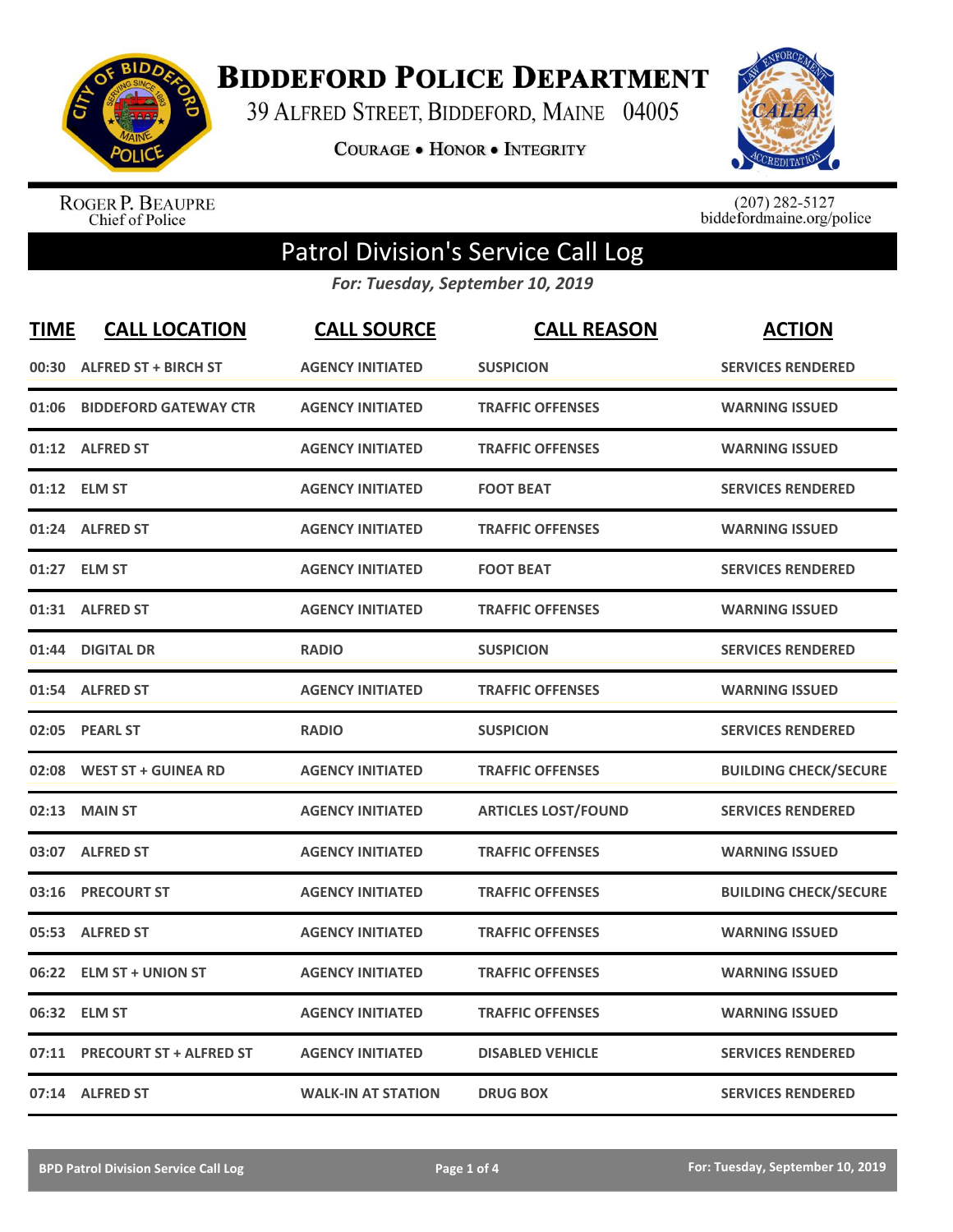# Biddeford Police Department

39 Alfred Street, Biddeford, Maine 04005

Courage • Honor • Integrity

Roger P. Beaupre
Chief of Police

(207) 282-5127
biddefordmaine.org/police

## Patrol Division's Service Call Log

*For: Tuesday, September 10, 2019*

| TIME | CALL LOCATION | CALL SOURCE | CALL REASON | ACTION |
|---|---|---|---|---|
| 00:30 | ALFRED ST + BIRCH ST | AGENCY INITIATED | SUSPICION | SERVICES RENDERED |
| 01:06 | BIDDEFORD GATEWAY CTR | AGENCY INITIATED | TRAFFIC OFFENSES | WARNING ISSUED |
| 01:12 | ALFRED ST | AGENCY INITIATED | TRAFFIC OFFENSES | WARNING ISSUED |
| 01:12 | ELM ST | AGENCY INITIATED | FOOT BEAT | SERVICES RENDERED |
| 01:24 | ALFRED ST | AGENCY INITIATED | TRAFFIC OFFENSES | WARNING ISSUED |
| 01:27 | ELM ST | AGENCY INITIATED | FOOT BEAT | SERVICES RENDERED |
| 01:31 | ALFRED ST | AGENCY INITIATED | TRAFFIC OFFENSES | WARNING ISSUED |
| 01:44 | DIGITAL DR | RADIO | SUSPICION | SERVICES RENDERED |
| 01:54 | ALFRED ST | AGENCY INITIATED | TRAFFIC OFFENSES | WARNING ISSUED |
| 02:05 | PEARL ST | RADIO | SUSPICION | SERVICES RENDERED |
| 02:08 | WEST ST + GUINEA RD | AGENCY INITIATED | TRAFFIC OFFENSES | BUILDING CHECK/SECURE |
| 02:13 | MAIN ST | AGENCY INITIATED | ARTICLES LOST/FOUND | SERVICES RENDERED |
| 03:07 | ALFRED ST | AGENCY INITIATED | TRAFFIC OFFENSES | WARNING ISSUED |
| 03:16 | PRECOURT ST | AGENCY INITIATED | TRAFFIC OFFENSES | BUILDING CHECK/SECURE |
| 05:53 | ALFRED ST | AGENCY INITIATED | TRAFFIC OFFENSES | WARNING ISSUED |
| 06:22 | ELM ST + UNION ST | AGENCY INITIATED | TRAFFIC OFFENSES | WARNING ISSUED |
| 06:32 | ELM ST | AGENCY INITIATED | TRAFFIC OFFENSES | WARNING ISSUED |
| 07:11 | PRECOURT ST + ALFRED ST | AGENCY INITIATED | DISABLED VEHICLE | SERVICES RENDERED |
| 07:14 | ALFRED ST | WALK-IN AT STATION | DRUG BOX | SERVICES RENDERED |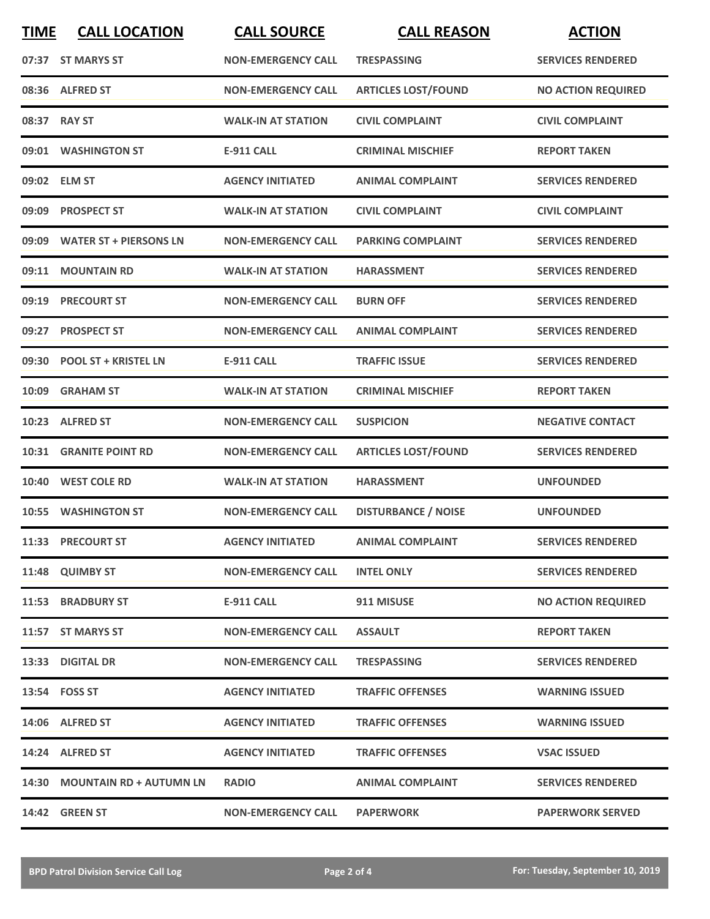| TIME | CALL LOCATION | CALL SOURCE | CALL REASON | ACTION |
|---|---|---|---|---|
| 07:37 | ST MARYS ST | NON-EMERGENCY CALL | TRESPASSING | SERVICES RENDERED |
| 08:36 | ALFRED ST | NON-EMERGENCY CALL | ARTICLES LOST/FOUND | NO ACTION REQUIRED |
| 08:37 | RAY ST | WALK-IN AT STATION | CIVIL COMPLAINT | CIVIL COMPLAINT |
| 09:01 | WASHINGTON ST | E-911 CALL | CRIMINAL MISCHIEF | REPORT TAKEN |
| 09:02 | ELM ST | AGENCY INITIATED | ANIMAL COMPLAINT | SERVICES RENDERED |
| 09:09 | PROSPECT ST | WALK-IN AT STATION | CIVIL COMPLAINT | CIVIL COMPLAINT |
| 09:09 | WATER ST + PIERSONS LN | NON-EMERGENCY CALL | PARKING COMPLAINT | SERVICES RENDERED |
| 09:11 | MOUNTAIN RD | WALK-IN AT STATION | HARASSMENT | SERVICES RENDERED |
| 09:19 | PRECOURT ST | NON-EMERGENCY CALL | BURN OFF | SERVICES RENDERED |
| 09:27 | PROSPECT ST | NON-EMERGENCY CALL | ANIMAL COMPLAINT | SERVICES RENDERED |
| 09:30 | POOL ST + KRISTEL LN | E-911 CALL | TRAFFIC ISSUE | SERVICES RENDERED |
| 10:09 | GRAHAM ST | WALK-IN AT STATION | CRIMINAL MISCHIEF | REPORT TAKEN |
| 10:23 | ALFRED ST | NON-EMERGENCY CALL | SUSPICION | NEGATIVE CONTACT |
| 10:31 | GRANITE POINT RD | NON-EMERGENCY CALL | ARTICLES LOST/FOUND | SERVICES RENDERED |
| 10:40 | WEST COLE RD | WALK-IN AT STATION | HARASSMENT | UNFOUNDED |
| 10:55 | WASHINGTON ST | NON-EMERGENCY CALL | DISTURBANCE / NOISE | UNFOUNDED |
| 11:33 | PRECOURT ST | AGENCY INITIATED | ANIMAL COMPLAINT | SERVICES RENDERED |
| 11:48 | QUIMBY ST | NON-EMERGENCY CALL | INTEL ONLY | SERVICES RENDERED |
| 11:53 | BRADBURY ST | E-911 CALL | 911 MISUSE | NO ACTION REQUIRED |
| 11:57 | ST MARYS ST | NON-EMERGENCY CALL | ASSAULT | REPORT TAKEN |
| 13:33 | DIGITAL DR | NON-EMERGENCY CALL | TRESPASSING | SERVICES RENDERED |
| 13:54 | FOSS ST | AGENCY INITIATED | TRAFFIC OFFENSES | WARNING ISSUED |
| 14:06 | ALFRED ST | AGENCY INITIATED | TRAFFIC OFFENSES | WARNING ISSUED |
| 14:24 | ALFRED ST | AGENCY INITIATED | TRAFFIC OFFENSES | VSAC ISSUED |
| 14:30 | MOUNTAIN RD + AUTUMN LN | RADIO | ANIMAL COMPLAINT | SERVICES RENDERED |
| 14:42 | GREEN ST | NON-EMERGENCY CALL | PAPERWORK | PAPERWORK SERVED |

BPD Patrol Division Service Call Log — For: Tuesday, September 10, 2019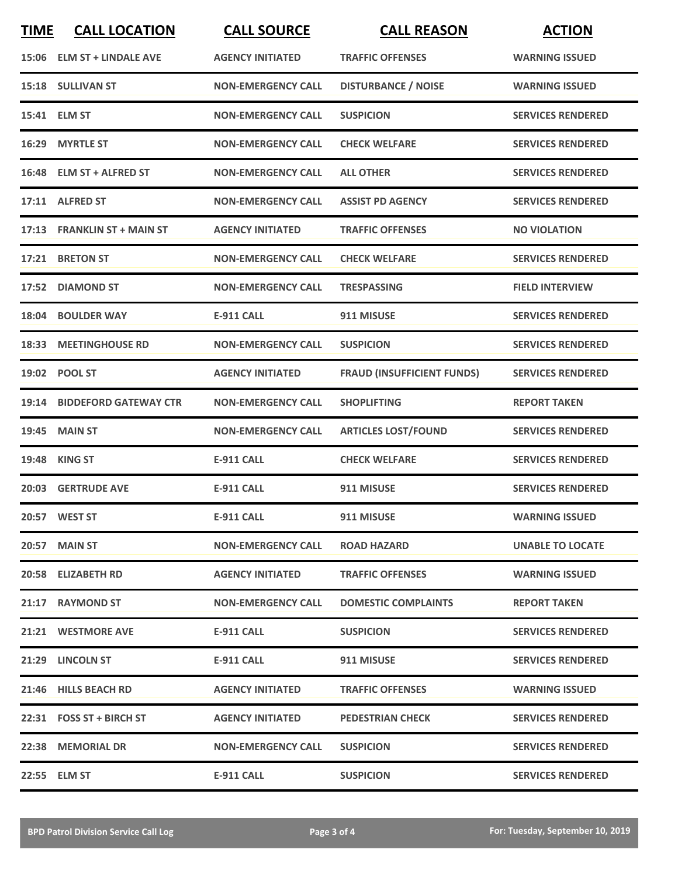| TIME | CALL LOCATION | CALL SOURCE | CALL REASON | ACTION |
|---|---|---|---|---|
| 15:06 | ELM ST + LINDALE AVE | AGENCY INITIATED | TRAFFIC OFFENSES | WARNING ISSUED |
| 15:18 | SULLIVAN ST | NON-EMERGENCY CALL | DISTURBANCE / NOISE | WARNING ISSUED |
| 15:41 | ELM ST | NON-EMERGENCY CALL | SUSPICION | SERVICES RENDERED |
| 16:29 | MYRTLE ST | NON-EMERGENCY CALL | CHECK WELFARE | SERVICES RENDERED |
| 16:48 | ELM ST + ALFRED ST | NON-EMERGENCY CALL | ALL OTHER | SERVICES RENDERED |
| 17:11 | ALFRED ST | NON-EMERGENCY CALL | ASSIST PD AGENCY | SERVICES RENDERED |
| 17:13 | FRANKLIN ST + MAIN ST | AGENCY INITIATED | TRAFFIC OFFENSES | NO VIOLATION |
| 17:21 | BRETON ST | NON-EMERGENCY CALL | CHECK WELFARE | SERVICES RENDERED |
| 17:52 | DIAMOND ST | NON-EMERGENCY CALL | TRESPASSING | FIELD INTERVIEW |
| 18:04 | BOULDER WAY | E-911 CALL | 911 MISUSE | SERVICES RENDERED |
| 18:33 | MEETINGHOUSE RD | NON-EMERGENCY CALL | SUSPICION | SERVICES RENDERED |
| 19:02 | POOL ST | AGENCY INITIATED | FRAUD (INSUFFICIENT FUNDS) | SERVICES RENDERED |
| 19:14 | BIDDEFORD GATEWAY CTR | NON-EMERGENCY CALL | SHOPLIFTING | REPORT TAKEN |
| 19:45 | MAIN ST | NON-EMERGENCY CALL | ARTICLES LOST/FOUND | SERVICES RENDERED |
| 19:48 | KING ST | E-911 CALL | CHECK WELFARE | SERVICES RENDERED |
| 20:03 | GERTRUDE AVE | E-911 CALL | 911 MISUSE | SERVICES RENDERED |
| 20:57 | WEST ST | E-911 CALL | 911 MISUSE | WARNING ISSUED |
| 20:57 | MAIN ST | NON-EMERGENCY CALL | ROAD HAZARD | UNABLE TO LOCATE |
| 20:58 | ELIZABETH RD | AGENCY INITIATED | TRAFFIC OFFENSES | WARNING ISSUED |
| 21:17 | RAYMOND ST | NON-EMERGENCY CALL | DOMESTIC COMPLAINTS | REPORT TAKEN |
| 21:21 | WESTMORE AVE | E-911 CALL | SUSPICION | SERVICES RENDERED |
| 21:29 | LINCOLN ST | E-911 CALL | 911 MISUSE | SERVICES RENDERED |
| 21:46 | HILLS BEACH RD | AGENCY INITIATED | TRAFFIC OFFENSES | WARNING ISSUED |
| 22:31 | FOSS ST + BIRCH ST | AGENCY INITIATED | PEDESTRIAN CHECK | SERVICES RENDERED |
| 22:38 | MEMORIAL DR | NON-EMERGENCY CALL | SUSPICION | SERVICES RENDERED |
| 22:55 | ELM ST | E-911 CALL | SUSPICION | SERVICES RENDERED |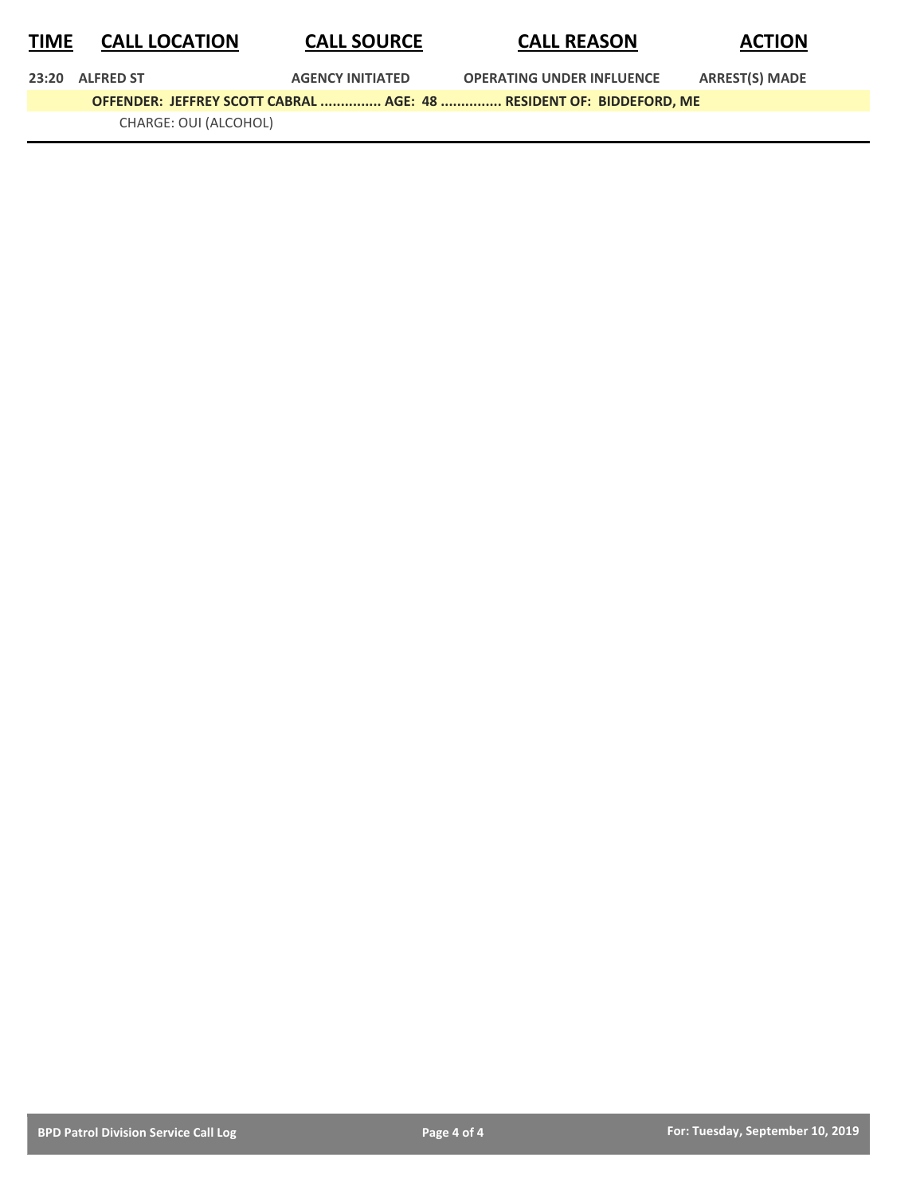| TIME | CALL LOCATION | CALL SOURCE | CALL REASON | ACTION |
|---|---|---|---|---|
| 23:20 | ALFRED ST | AGENCY INITIATED | OPERATING UNDER INFLUENCE | ARREST(S) MADE |

**OFFENDER: JEFFREY SCOTT CABRAL ............... AGE: 48 ............... RESIDENT OF: BIDDEFORD, ME**

CHARGE: OUI (ALCOHOL)